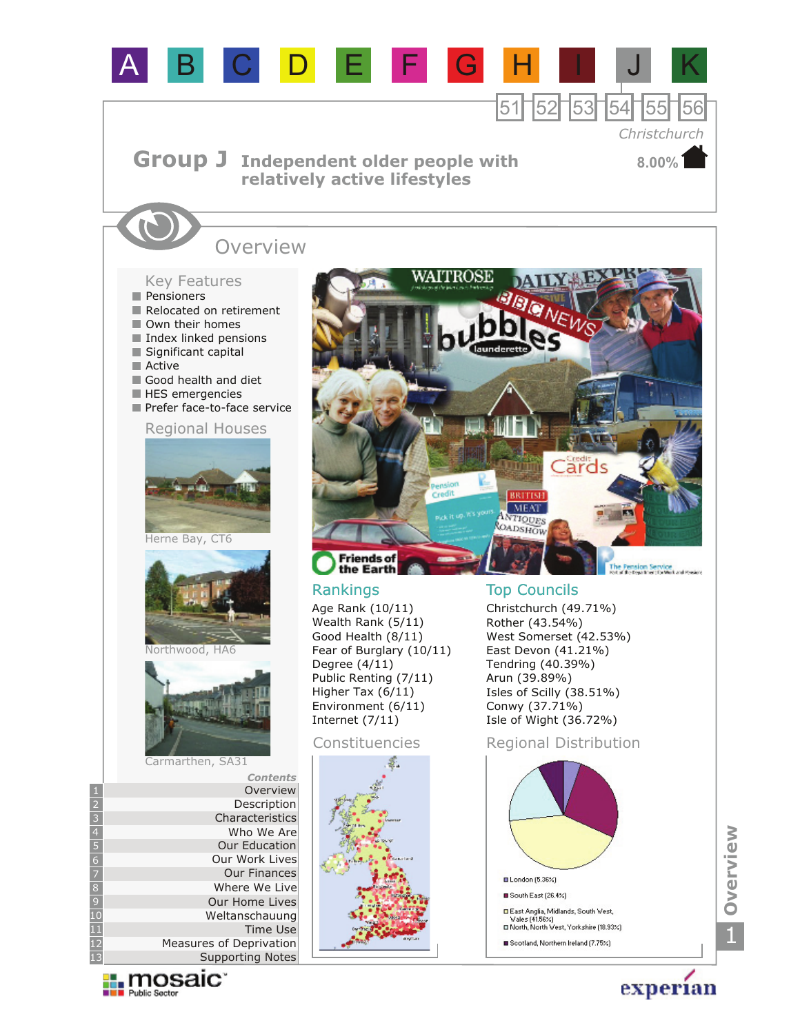A B C D E F G H I J K

51 52 53 54 55 56

Christchurch

# Group J Independent older people with relatively active lifestyles

8.00%

## Overview

### Key Features

- Pensioners
- Relocated on retirement
- Own their homes
- Index linked pensions
- Significant capital
- Active
- Good health and diet
- HES emergencies
- Prefer face-to-face service

### Regional Houses

Herne Bay, CT6

Northwood, HA6

Carmarthen, SA31

### Rankings

Age Rank (10/11)
Wealth Rank (5/11)
Good Health (8/11)
Fear of Burglary (10/11)
Degree (4/11)
Public Renting (7/11)
Higher Tax (6/11)
Environment (6/11)
Internet (7/11)

### Top Councils

Christchurch (49.71%)
Rother (43.54%)
West Somerset (42.53%)
East Devon (41.21%)
Tendring (40.39%)
Arun (39.89%)
Isles of Scilly (38.51%)
Conwy (37.71%)
Isle of Wight (36.72%)

### Constituencies

### Regional Distribution

- London (5.36%)
- South East (26.4%)
- East Anglia, Midlands, South West, Wales (41.56%)
- North, North West, Yorkshire (18.93%)
- Scotland, Northern Ireland (7.75%)

*Contents*

1. Overview
2. Description
3. Characteristics
4. Who We Are
5. Our Education
6. Our Work Lives
7. Our Finances
8. Where We Live
9. Our Home Lives
10. Weltanschauung
11. Time Use
12. Measures of Deprivation
13. Supporting Notes

mosaic Public Sector

experian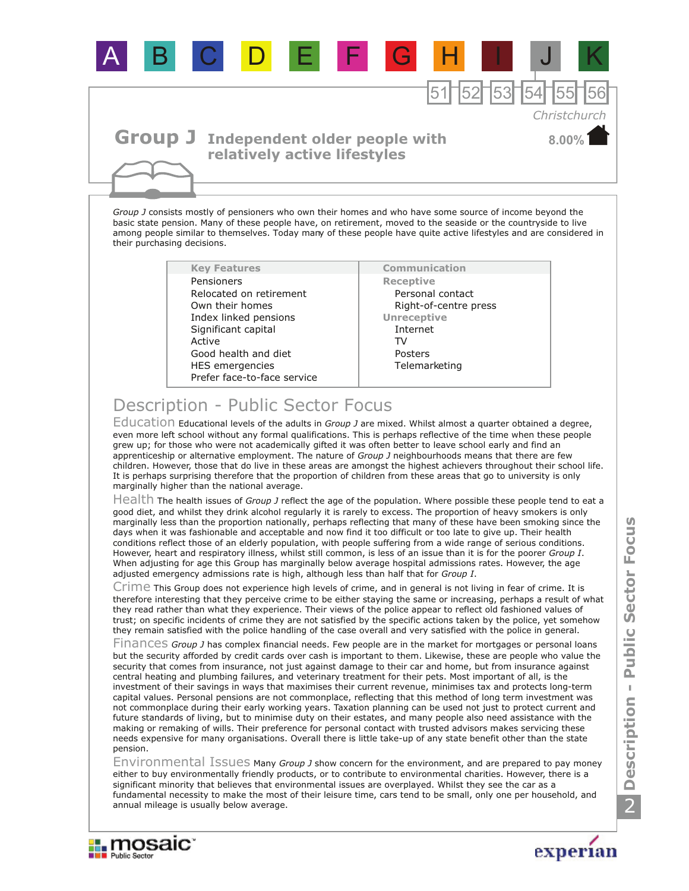A B C D E F G H I J K

51 52 53 54 55 56

Christchurch

8.00%

# Group J Independent older people with relatively active lifestyles

*Group J* consists mostly of pensioners who own their homes and who have some source of income beyond the basic state pension. Many of these people have, on retirement, moved to the seaside or the countryside to live among people similar to themselves. Today many of these people have quite active lifestyles and are considered in their purchasing decisions.

| Key Features | Communication |
|---|---|
| Pensioners | **Receptive** |
| Relocated on retirement | Personal contact |
| Own their homes | Right-of-centre press |
| Index linked pensions | **Unreceptive** |
| Significant capital | Internet |
| Active | TV |
| Good health and diet | Posters |
| HES emergencies | Telemarketing |
| Prefer face-to-face service | |

## Description - Public Sector Focus

**Education** Educational levels of the adults in *Group J* are mixed. Whilst almost a quarter obtained a degree, even more left school without any formal qualifications. This is perhaps reflective of the time when these people grew up; for those who were not academically gifted it was often better to leave school early and find an apprenticeship or alternative employment. The nature of *Group J* neighbourhoods means that there are few children. However, those that do live in these areas are amongst the highest achievers throughout their school life. It is perhaps surprising therefore that the proportion of children from these areas that go to university is only marginally higher than the national average.

**Health** The health issues of *Group J* reflect the age of the population. Where possible these people tend to eat a good diet, and whilst they drink alcohol regularly it is rarely to excess. The proportion of heavy smokers is only marginally less than the proportion nationally, perhaps reflecting that many of these have been smoking since the days when it was fashionable and acceptable and now find it too difficult or too late to give up. Their health conditions reflect those of an elderly population, with people suffering from a wide range of serious conditions. However, heart and respiratory illness, whilst still common, is less of an issue than it is for the poorer *Group I*. When adjusting for age this Group has marginally below average hospital admissions rates. However, the age adjusted emergency admissions rate is high, although less than half that for *Group I*.

**Crime** This Group does not experience high levels of crime, and in general is not living in fear of crime. It is therefore interesting that they perceive crime to be either staying the same or increasing, perhaps a result of what they read rather than what they experience. Their views of the police appear to reflect old fashioned values of trust; on specific incidents of crime they are not satisfied by the specific actions taken by the police, yet somehow they remain satisfied with the police handling of the case overall and very satisfied with the police in general.

**Finances** *Group J* has complex financial needs. Few people are in the market for mortgages or personal loans but the security afforded by credit cards over cash is important to them. Likewise, these are people who value the security that comes from insurance, not just against damage to their car and home, but from insurance against central heating and plumbing failures, and veterinary treatment for their pets. Most important of all, is the investment of their savings in ways that maximises their current revenue, minimises tax and protects long-term capital values. Personal pensions are not commonplace, reflecting that this method of long term investment was not commonplace during their early working years. Taxation planning can be used not just to protect current and future standards of living, but to minimise duty on their estates, and many people also need assistance with the making or remaking of wills. Their preference for personal contact with trusted advisors makes servicing these needs expensive for many organisations. Overall there is little take-up of any state benefit other than the state pension.

**Environmental Issues** Many *Group J* show concern for the environment, and are prepared to pay money either to buy environmentally friendly products, or to contribute to environmental charities. However, there is a significant minority that believes that environmental issues are overplayed. Whilst they see the car as a fundamental necessity to make the most of their leisure time, cars tend to be small, only one per household, and annual mileage is usually below average.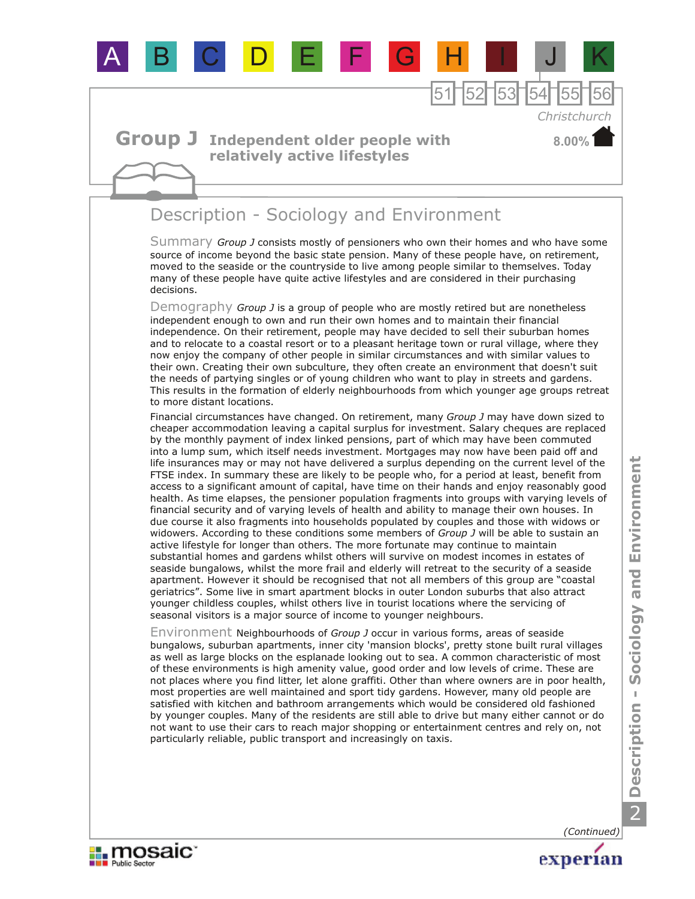A B C D E F G H I J K

51 52 53 54 55 56

Christchurch

8.00%

# Group J Independent older people with relatively active lifestyles

## Description - Sociology and Environment

**Summary** *Group J* consists mostly of pensioners who own their homes and who have some source of income beyond the basic state pension. Many of these people have, on retirement, moved to the seaside or the countryside to live among people similar to themselves. Today many of these people have quite active lifestyles and are considered in their purchasing decisions.

**Demography** *Group J* is a group of people who are mostly retired but are nonetheless independent enough to own and run their own homes and to maintain their financial independence. On their retirement, people may have decided to sell their suburban homes and to relocate to a coastal resort or to a pleasant heritage town or rural village, where they now enjoy the company of other people in similar circumstances and with similar values to their own. Creating their own subculture, they often create an environment that doesn't suit the needs of partying singles or of young children who want to play in streets and gardens. This results in the formation of elderly neighbourhoods from which younger age groups retreat to more distant locations.

Financial circumstances have changed. On retirement, many *Group J* may have down sized to cheaper accommodation leaving a capital surplus for investment. Salary cheques are replaced by the monthly payment of index linked pensions, part of which may have been commuted into a lump sum, which itself needs investment. Mortgages may now have been paid off and life insurances may or may not have delivered a surplus depending on the current level of the FTSE index. In summary these are likely to be people who, for a period at least, benefit from access to a significant amount of capital, have time on their hands and enjoy reasonably good health. As time elapses, the pensioner population fragments into groups with varying levels of financial security and of varying levels of health and ability to manage their own houses. In due course it also fragments into households populated by couples and those with widows or widowers. According to these conditions some members of *Group J* will be able to sustain an active lifestyle for longer than others. The more fortunate may continue to maintain substantial homes and gardens whilst others will survive on modest incomes in estates of seaside bungalows, whilst the more frail and elderly will retreat to the security of a seaside apartment. However it should be recognised that not all members of this group are "coastal geriatrics". Some live in smart apartment blocks in outer London suburbs that also attract younger childless couples, whilst others live in tourist locations where the servicing of seasonal visitors is a major source of income to younger neighbours.

**Environment** Neighbourhoods of *Group J* occur in various forms, areas of seaside bungalows, suburban apartments, inner city 'mansion blocks', pretty stone built rural villages as well as large blocks on the esplanade looking out to sea. A common characteristic of most of these environments is high amenity value, good order and low levels of crime. These are not places where you find litter, let alone graffiti. Other than where owners are in poor health, most properties are well maintained and sport tidy gardens. However, many old people are satisfied with kitchen and bathroom arrangements which would be considered old fashioned by younger couples. Many of the residents are still able to drive but many either cannot or do not want to use their cars to reach major shopping or entertainment centres and rely on, not particularly reliable, public transport and increasingly on taxis.

*(Continued)*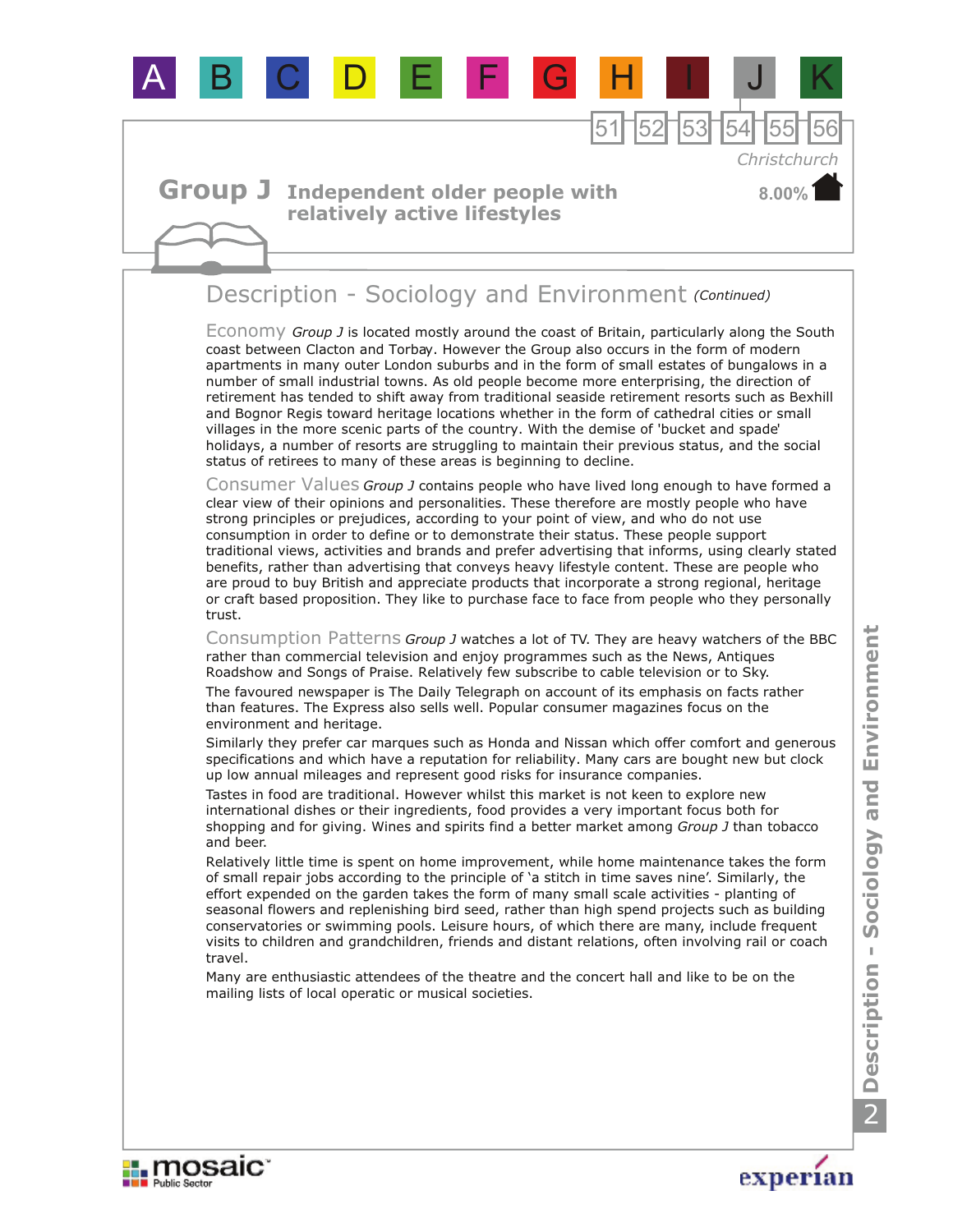# Group J Independent older people with relatively active lifestyles

Christchurch

8.00%

## Description - Sociology and Environment *(Continued)*

**Economy** *Group J* is located mostly around the coast of Britain, particularly along the South coast between Clacton and Torbay. However the Group also occurs in the form of modern apartments in many outer London suburbs and in the form of small estates of bungalows in a number of small industrial towns. As old people become more enterprising, the direction of retirement has tended to shift away from traditional seaside retirement resorts such as Bexhill and Bognor Regis toward heritage locations whether in the form of cathedral cities or small villages in the more scenic parts of the country. With the demise of 'bucket and spade' holidays, a number of resorts are struggling to maintain their previous status, and the social status of retirees to many of these areas is beginning to decline.

**Consumer Values** *Group J* contains people who have lived long enough to have formed a clear view of their opinions and personalities. These therefore are mostly people who have strong principles or prejudices, according to your point of view, and who do not use consumption in order to define or to demonstrate their status. These people support traditional views, activities and brands and prefer advertising that informs, using clearly stated benefits, rather than advertising that conveys heavy lifestyle content. These are people who are proud to buy British and appreciate products that incorporate a strong regional, heritage or craft based proposition. They like to purchase face to face from people who they personally trust.

**Consumption Patterns** *Group J* watches a lot of TV. They are heavy watchers of the BBC rather than commercial television and enjoy programmes such as the News, Antiques Roadshow and Songs of Praise. Relatively few subscribe to cable television or to Sky.

The favoured newspaper is The Daily Telegraph on account of its emphasis on facts rather than features. The Express also sells well. Popular consumer magazines focus on the environment and heritage.

Similarly they prefer car marques such as Honda and Nissan which offer comfort and generous specifications and which have a reputation for reliability. Many cars are bought new but clock up low annual mileages and represent good risks for insurance companies.

Tastes in food are traditional. However whilst this market is not keen to explore new international dishes or their ingredients, food provides a very important focus both for shopping and for giving. Wines and spirits find a better market among *Group J* than tobacco and beer.

Relatively little time is spent on home improvement, while home maintenance takes the form of small repair jobs according to the principle of 'a stitch in time saves nine'. Similarly, the effort expended on the garden takes the form of many small scale activities - planting of seasonal flowers and replenishing bird seed, rather than high spend projects such as building conservatories or swimming pools. Leisure hours, of which there are many, include frequent visits to children and grandchildren, friends and distant relations, often involving rail or coach travel.

Many are enthusiastic attendees of the theatre and the concert hall and like to be on the mailing lists of local operatic or musical societies.